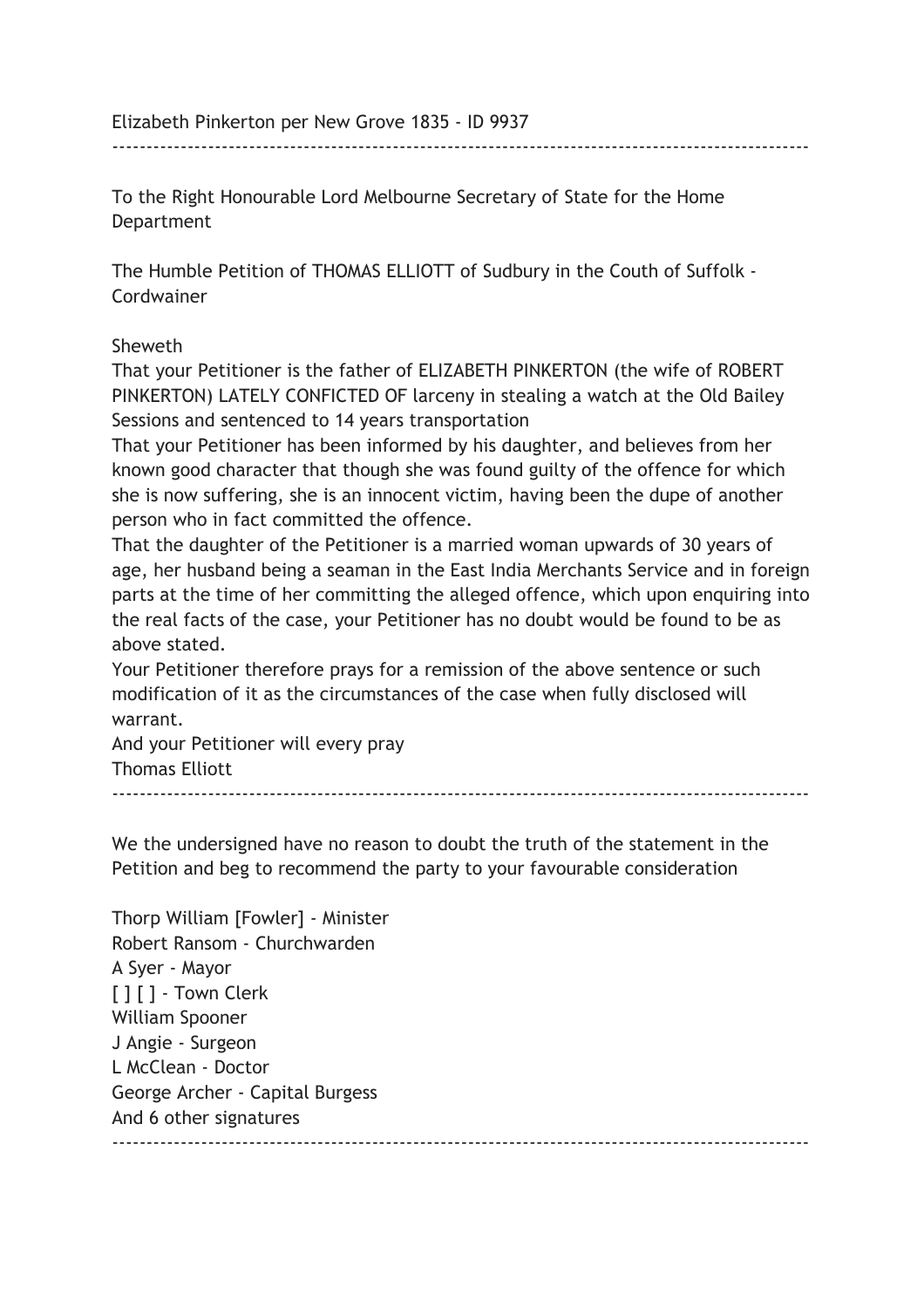Elizabeth Pinkerton per New Grove 1835 - ID 9937

---

To the Right Honourable Lord Melbourne Secretary of State for the Home Department

The Humble Petition of THOMAS ELLIOTT of Sudbury in the Couth of Suffolk - Cordwainer

Sheweth

That your Petitioner is the father of ELIZABETH PINKERTON (the wife of ROBERT PINKERTON) LATELY CONFICTED OF larceny in stealing a watch at the Old Bailey Sessions and sentenced to 14 years transportation

That your Petitioner has been informed by his daughter, and believes from her known good character that though she was found guilty of the offence for which she is now suffering, she is an innocent victim, having been the dupe of another person who in fact committed the offence.

That the daughter of the Petitioner is a married woman upwards of 30 years of age, her husband being a seaman in the East India Merchants Service and in foreign parts at the time of her committing the alleged offence, which upon enquiring into the real facts of the case, your Petitioner has no doubt would be found to be as above stated.

Your Petitioner therefore prays for a remission of the above sentence or such modification of it as the circumstances of the case when fully disclosed will warrant.

And your Petitioner will every pray

Thomas Elliott

---

We the undersigned have no reason to doubt the truth of the statement in the Petition and beg to recommend the party to your favourable consideration

Thorp William [Fowler] - Minister

Robert Ransom - Churchwarden

A Syer - Mayor

[ ] [ ] - Town Clerk

William Spooner

J Angie - Surgeon

L McClean - Doctor

George Archer - Capital Burgess

And 6 other signatures

---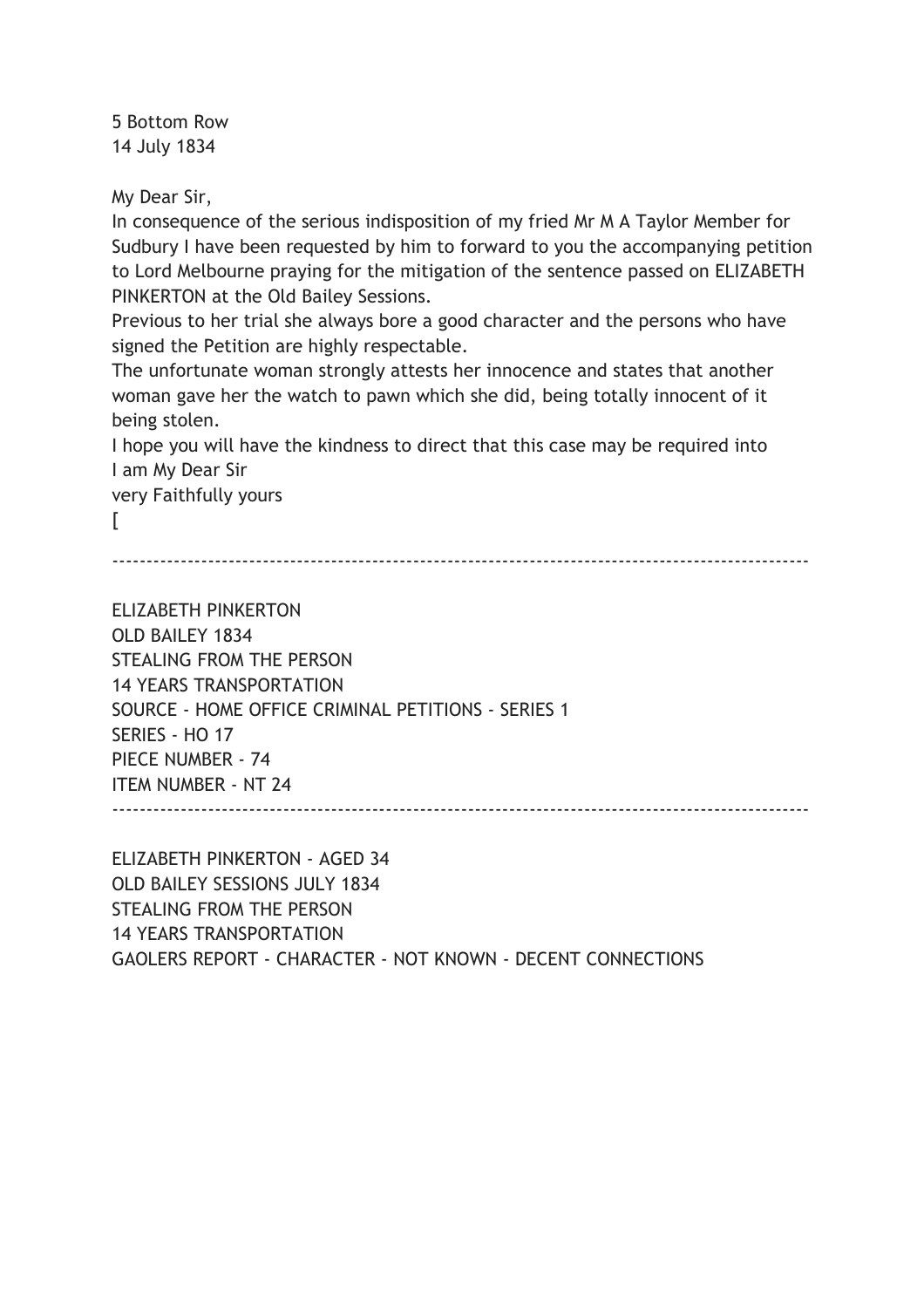5 Bottom Row
14 July 1834

My Dear Sir,

In consequence of the serious indisposition of my fried Mr M A Taylor Member for Sudbury I have been requested by him to forward to you the accompanying petition to Lord Melbourne praying for the mitigation of the sentence passed on ELIZABETH PINKERTON at the Old Bailey Sessions.

Previous to her trial she always bore a good character and the persons who have signed the Petition are highly respectable.

The unfortunate woman strongly attests her innocence and states that another woman gave her the watch to pawn which she did, being totally innocent of it being stolen.

I hope you will have the kindness to direct that this case may be required into

I am My Dear Sir

very Faithfully yours

[

---

ELIZABETH PINKERTON
OLD BAILEY 1834
STEALING FROM THE PERSON
14 YEARS TRANSPORTATION
SOURCE - HOME OFFICE CRIMINAL PETITIONS - SERIES 1
SERIES - HO 17
PIECE NUMBER - 74
ITEM NUMBER - NT 24

---

ELIZABETH PINKERTON - AGED 34
OLD BAILEY SESSIONS JULY 1834
STEALING FROM THE PERSON
14 YEARS TRANSPORTATION
GAOLERS REPORT - CHARACTER - NOT KNOWN - DECENT CONNECTIONS